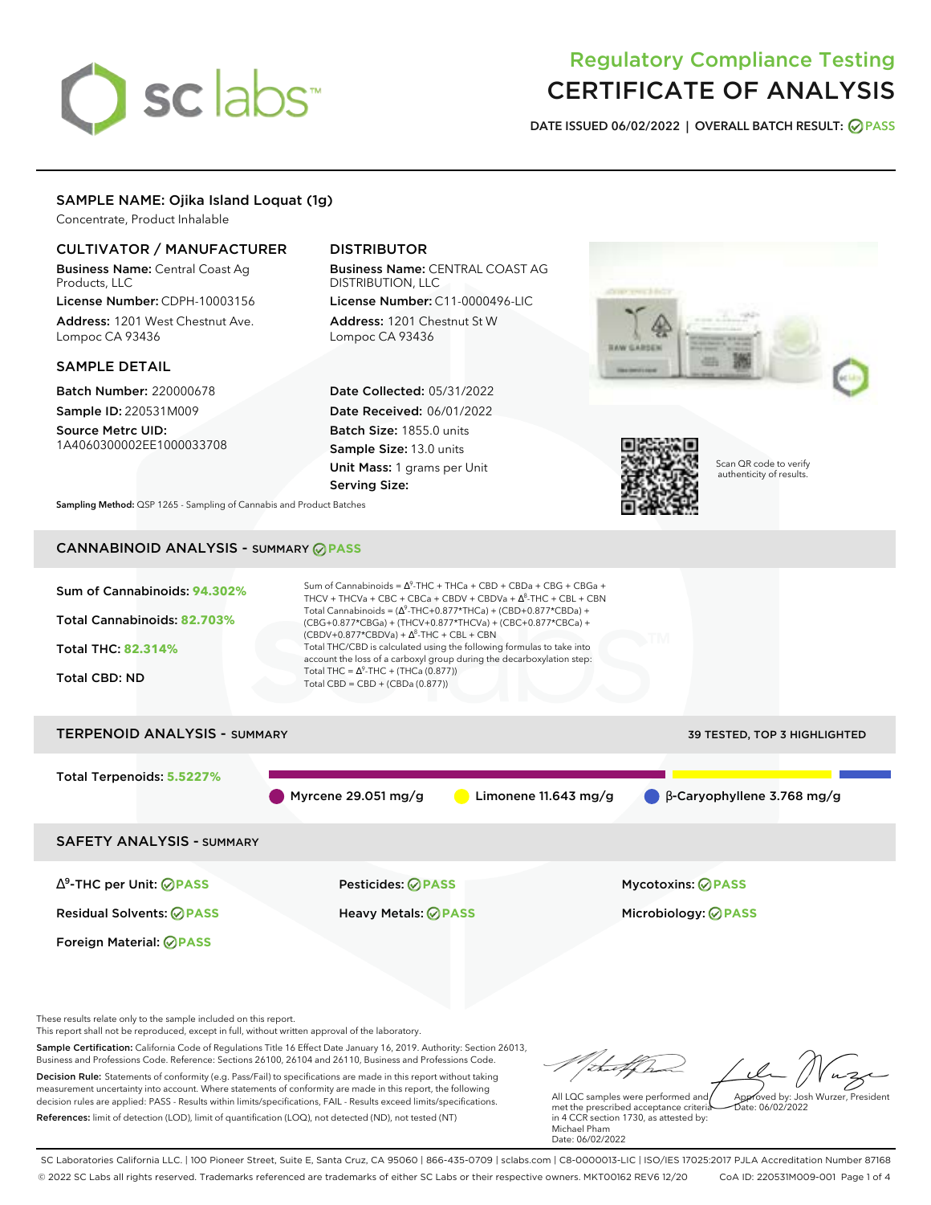# Regulatory Compliance Testing
# CERTIFICATE OF ANALYSIS

**DATE ISSUED 06/02/2022 | OVERALL BATCH RESULT: PASS**

## SAMPLE NAME: Ojika Island Loquat (1g)

Concentrate, Product Inhalable

### CULTIVATOR / MANUFACTURER

**Business Name:** Central Coast Ag Products, LLC

**License Number:** CDPH-10003156

**Address:** 1201 West Chestnut Ave. Lompoc CA 93436

### DISTRIBUTOR

**Business Name:** CENTRAL COAST AG DISTRIBUTION, LLC

**License Number:** C11-0000496-LIC

**Address:** 1201 Chestnut St W Lompoc CA 93436

### SAMPLE DETAIL

**Batch Number:** 220000678

**Sample ID:** 220531M009

**Source Metrc UID:** 1A4060300002EE1000033708

**Date Collected:** 05/31/2022

**Date Received:** 06/01/2022

**Batch Size:** 1855.0 units

**Sample Size:** 13.0 units

**Unit Mass:** 1 grams per Unit

**Serving Size:**

Scan QR code to verify authenticity of results.

**Sampling Method:** QSP 1265 - Sampling of Cannabis and Product Batches

## CANNABINOID ANALYSIS - SUMMARY PASS

Sum of Cannabinoids: **94.302%**

Total Cannabinoids: **82.703%**

Total THC: **82.314%**

Total CBD: ND

Sum of Cannabinoids = $\Delta^9$-THC + THCa + CBD + CBDa + CBG + CBGa + THCV + THCVa + CBC + CBCa + CBDV + CBDVa + $\Delta^8$-THC + CBL + CBN

Total Cannabinoids = ($\Delta^9$-THC+0.877*THCa) + (CBD+0.877*CBDa) + (CBG+0.877*CBGa) + (THCV+0.877*THCVa) + (CBC+0.877*CBCa) + (CBDV+0.877*CBDVa) + $\Delta^8$-THC + CBL + CBN

Total THC/CBD is calculated using the following formulas to take into account the loss of a carboxyl group during the decarboxylation step:

Total THC = $\Delta^9$-THC + (THCa (0.877))

Total CBD = CBD + (CBDa (0.877))

## TERPENOID ANALYSIS - SUMMARY

39 TESTED, TOP 3 HIGHLIGHTED

Total Terpenoids: **5.5227%**

Myrcene 29.051 mg/g | Limonene 11.643 mg/g | β-Caryophyllene 3.768 mg/g

## SAFETY ANALYSIS - SUMMARY

| | | |
|---|---|---|
| $\Delta^9$-THC per Unit: PASS | Pesticides: PASS | Mycotoxins: PASS |
| Residual Solvents: PASS | Heavy Metals: PASS | Microbiology: PASS |
| Foreign Material: PASS | | |

These results relate only to the sample included on this report.
This report shall not be reproduced, except in full, without written approval of the laboratory.

**Sample Certification:** California Code of Regulations Title 16 Effect Date January 16, 2019. Authority: Section 26013, Business and Professions Code. Reference: Sections 26100, 26104 and 26110, Business and Professions Code.

**Decision Rule:** Statements of conformity (e.g. Pass/Fail) to specifications are made in this report without taking measurement uncertainty into account. Where statements of conformity are made in this report, the following decision rules are applied: PASS - Results within limits/specifications, FAIL - Results exceed limits/specifications.

**References:** limit of detection (LOD), limit of quantification (LOQ), not detected (ND), not tested (NT)

All LQC samples were performed and met the prescribed acceptance criteria in 4 CCR section 1730, as attested by: Michael Pham
Date: 06/02/2022

Approved by: Josh Wurzer, President
Date: 06/02/2022

SC Laboratories California LLC. | 100 Pioneer Street, Suite E, Santa Cruz, CA 95060 | 866-435-0709 | sclabs.com | C8-0000013-LIC | ISO/IES 17025:2017 PJLA Accreditation Number 87168
© 2022 SC Labs all rights reserved. Trademarks referenced are trademarks of either SC Labs or their respective owners. MKT00162 REV6 12/20 CoA ID: 220531M009-001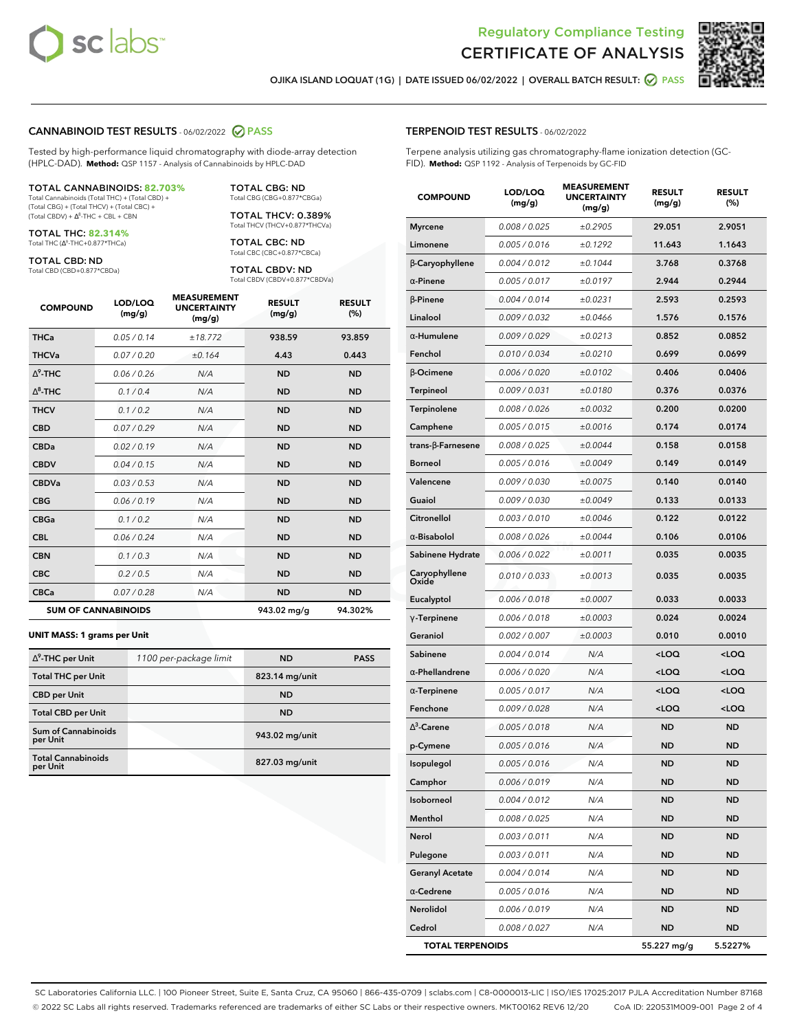# Regulatory Compliance Testing
# CERTIFICATE OF ANALYSIS

OJIKA ISLAND LOQUAT (1G) | DATE ISSUED 06/02/2022 | OVERALL BATCH RESULT: PASS

## CANNABINOID TEST RESULTS - 06/02/2022 PASS

Tested by high-performance liquid chromatography with diode-array detection (HPLC-DAD). **Method:** QSP 1157 - Analysis of Cannabinoids by HPLC-DAD

**TOTAL CANNABINOIDS: 82.703%**
Total Cannabinoids (Total THC) + (Total CBD) + (Total CBG) + (Total THCV) + (Total CBC) + (Total CBDV) + $\Delta^8$-THC + CBL + CBN

**TOTAL THC: 82.314%**
Total THC ($\Delta^9$-THC+0.877*THCa)

**TOTAL CBD: ND**
Total CBD (CBD+0.877*CBDa)

**TOTAL CBG: ND**
Total CBG (CBG+0.877*CBGa)

**TOTAL THCV: 0.389%**
Total THCV (THCV+0.877*THCVa)

**TOTAL CBC: ND**
Total CBC (CBC+0.877*CBCa)

**TOTAL CBDV: ND**
Total CBDV (CBDV+0.877*CBDVa)

| COMPOUND | LOD/LOQ (mg/g) | MEASUREMENT UNCERTAINTY (mg/g) | RESULT (mg/g) | RESULT (%) |
|---|---|---|---|---|
| THCa | 0.05 / 0.14 | ±18.772 | 938.59 | 93.859 |
| THCVa | 0.07 / 0.20 | ±0.164 | 4.43 | 0.443 |
| $\Delta^9$-THC | 0.06 / 0.26 | N/A | ND | ND |
| $\Delta^8$-THC | 0.1 / 0.4 | N/A | ND | ND |
| THCV | 0.1 / 0.2 | N/A | ND | ND |
| CBD | 0.07 / 0.29 | N/A | ND | ND |
| CBDa | 0.02 / 0.19 | N/A | ND | ND |
| CBDV | 0.04 / 0.15 | N/A | ND | ND |
| CBDVa | 0.03 / 0.53 | N/A | ND | ND |
| CBG | 0.06 / 0.19 | N/A | ND | ND |
| CBGa | 0.1 / 0.2 | N/A | ND | ND |
| CBL | 0.06 / 0.24 | N/A | ND | ND |
| CBN | 0.1 / 0.3 | N/A | ND | ND |
| CBC | 0.2 / 0.5 | N/A | ND | ND |
| CBCa | 0.07 / 0.28 | N/A | ND | ND |
| **SUM OF CANNABINOIDS** | | | 943.02 mg/g | 94.302% |

**UNIT MASS: 1 grams per Unit**

| | | | |
|---|---|---|---|
| $\Delta^9$-THC per Unit | 1100 per-package limit | ND | PASS |
| Total THC per Unit | | 823.14 mg/unit | |
| CBD per Unit | | ND | |
| Total CBD per Unit | | ND | |
| Sum of Cannabinoids per Unit | | 943.02 mg/unit | |
| Total Cannabinoids per Unit | | 827.03 mg/unit | |

## TERPENOID TEST RESULTS - 06/02/2022

Terpene analysis utilizing gas chromatography-flame ionization detection (GC-FID). **Method:** QSP 1192 - Analysis of Terpenoids by GC-FID

| COMPOUND | LOD/LOQ (mg/g) | MEASUREMENT UNCERTAINTY (mg/g) | RESULT (mg/g) | RESULT (%) |
|---|---|---|---|---|
| Myrcene | 0.008 / 0.025 | ±0.2905 | 29.051 | 2.9051 |
| Limonene | 0.005 / 0.016 | ±0.1292 | 11.643 | 1.1643 |
| β-Caryophyllene | 0.004 / 0.012 | ±0.1044 | 3.768 | 0.3768 |
| α-Pinene | 0.005 / 0.017 | ±0.0197 | 2.944 | 0.2944 |
| β-Pinene | 0.004 / 0.014 | ±0.0231 | 2.593 | 0.2593 |
| Linalool | 0.009 / 0.032 | ±0.0466 | 1.576 | 0.1576 |
| α-Humulene | 0.009 / 0.029 | ±0.0213 | 0.852 | 0.0852 |
| Fenchol | 0.010 / 0.034 | ±0.0210 | 0.699 | 0.0699 |
| β-Ocimene | 0.006 / 0.020 | ±0.0102 | 0.406 | 0.0406 |
| Terpineol | 0.009 / 0.031 | ±0.0180 | 0.376 | 0.0376 |
| Terpinolene | 0.008 / 0.026 | ±0.0032 | 0.200 | 0.0200 |
| Camphene | 0.005 / 0.015 | ±0.0016 | 0.174 | 0.0174 |
| trans-β-Farnesene | 0.008 / 0.025 | ±0.0044 | 0.158 | 0.0158 |
| Borneol | 0.005 / 0.016 | ±0.0049 | 0.149 | 0.0149 |
| Valencene | 0.009 / 0.030 | ±0.0075 | 0.140 | 0.0140 |
| Guaiol | 0.009 / 0.030 | ±0.0049 | 0.133 | 0.0133 |
| Citronellol | 0.003 / 0.010 | ±0.0046 | 0.122 | 0.0122 |
| α-Bisabolol | 0.008 / 0.026 | ±0.0044 | 0.106 | 0.0106 |
| Sabinene Hydrate | 0.006 / 0.022 | ±0.0011 | 0.035 | 0.0035 |
| Caryophyllene Oxide | 0.010 / 0.033 | ±0.0013 | 0.035 | 0.0035 |
| Eucalyptol | 0.006 / 0.018 | ±0.0007 | 0.033 | 0.0033 |
| γ-Terpinene | 0.006 / 0.018 | ±0.0003 | 0.024 | 0.0024 |
| Geraniol | 0.002 / 0.007 | ±0.0003 | 0.010 | 0.0010 |
| Sabinene | 0.004 / 0.014 | N/A | <LOQ | <LOQ |
| α-Phellandrene | 0.006 / 0.020 | N/A | <LOQ | <LOQ |
| α-Terpinene | 0.005 / 0.017 | N/A | <LOQ | <LOQ |
| Fenchone | 0.009 / 0.028 | N/A | <LOQ | <LOQ |
| $\Delta^3$-Carene | 0.005 / 0.018 | N/A | ND | ND |
| p-Cymene | 0.005 / 0.016 | N/A | ND | ND |
| Isopulegol | 0.005 / 0.016 | N/A | ND | ND |
| Camphor | 0.006 / 0.019 | N/A | ND | ND |
| Isoborneol | 0.004 / 0.012 | N/A | ND | ND |
| Menthol | 0.008 / 0.025 | N/A | ND | ND |
| Nerol | 0.003 / 0.011 | N/A | ND | ND |
| Pulegone | 0.003 / 0.011 | N/A | ND | ND |
| Geranyl Acetate | 0.004 / 0.014 | N/A | ND | ND |
| α-Cedrene | 0.005 / 0.016 | N/A | ND | ND |
| Nerolidol | 0.006 / 0.019 | N/A | ND | ND |
| Cedrol | 0.008 / 0.027 | N/A | ND | ND |
| **TOTAL TERPENOIDS** | | | 55.227 mg/g | 5.5227% |

SC Laboratories California LLC. | 100 Pioneer Street, Suite E, Santa Cruz, CA 95060 | 866-435-0709 | sclabs.com | C8-0000013-LIC | ISO/IES 17025:2017 PJLA Accreditation Number 87168
© 2022 SC Labs all rights reserved. Trademarks referenced are trademarks of either SC Labs or their respective owners. MKT00162 REV6 12/20 CoA ID: 220531M009-001